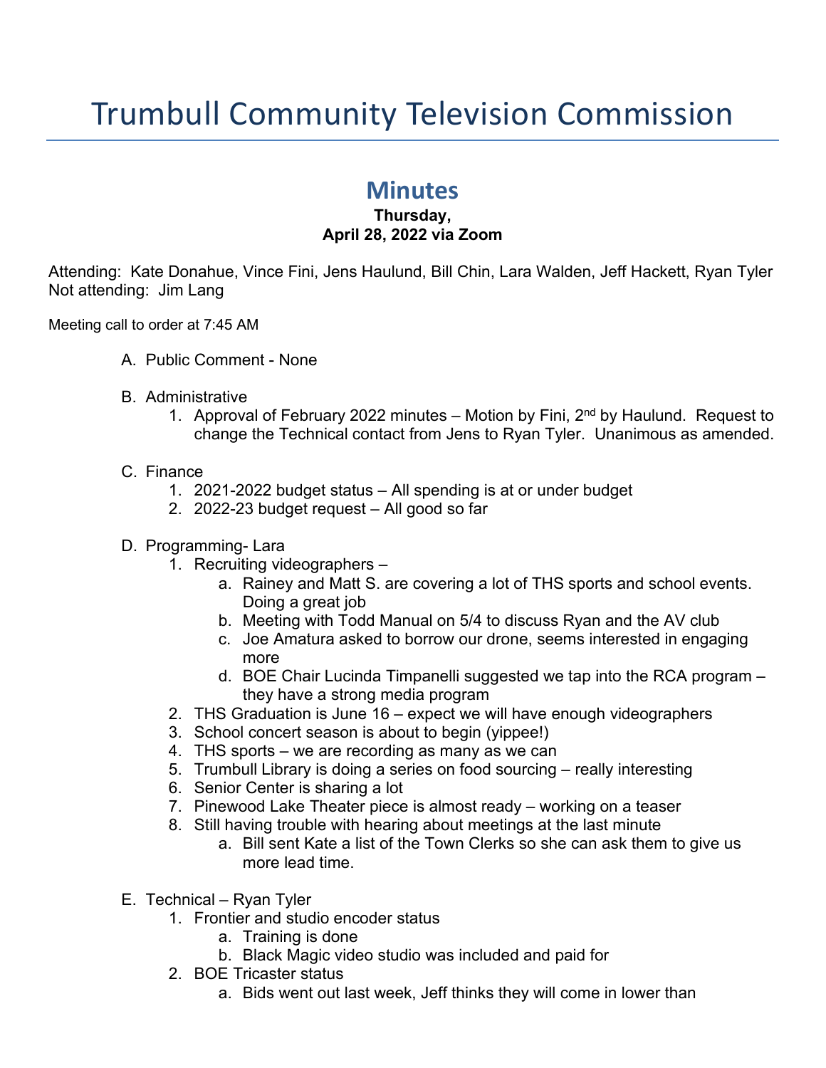# Trumbull Community Television Commission

## Minutes

**Thursday,**
**April 28, 2022 via Zoom**

Attending: Kate Donahue, Vince Fini, Jens Haulund, Bill Chin, Lara Walden, Jeff Hackett, Ryan Tyler
Not attending: Jim Lang

Meeting call to order at 7:45 AM

A. Public Comment - None

B. Administrative
   1. Approval of February 2022 minutes – Motion by Fini, 2nd by Haulund. Request to change the Technical contact from Jens to Ryan Tyler. Unanimous as amended.

C. Finance
   1. 2021-2022 budget status – All spending is at or under budget
   2. 2022-23 budget request – All good so far

D. Programming- Lara
   1. Recruiting videographers –
      a. Rainey and Matt S. are covering a lot of THS sports and school events. Doing a great job
      b. Meeting with Todd Manual on 5/4 to discuss Ryan and the AV club
      c. Joe Amatura asked to borrow our drone, seems interested in engaging more
      d. BOE Chair Lucinda Timpanelli suggested we tap into the RCA program – they have a strong media program
   2. THS Graduation is June 16 – expect we will have enough videographers
   3. School concert season is about to begin (yippee!)
   4. THS sports – we are recording as many as we can
   5. Trumbull Library is doing a series on food sourcing – really interesting
   6. Senior Center is sharing a lot
   7. Pinewood Lake Theater piece is almost ready – working on a teaser
   8. Still having trouble with hearing about meetings at the last minute
      a. Bill sent Kate a list of the Town Clerks so she can ask them to give us more lead time.

E. Technical – Ryan Tyler
   1. Frontier and studio encoder status
      a. Training is done
      b. Black Magic video studio was included and paid for
   2. BOE Tricaster status
      a. Bids went out last week, Jeff thinks they will come in lower than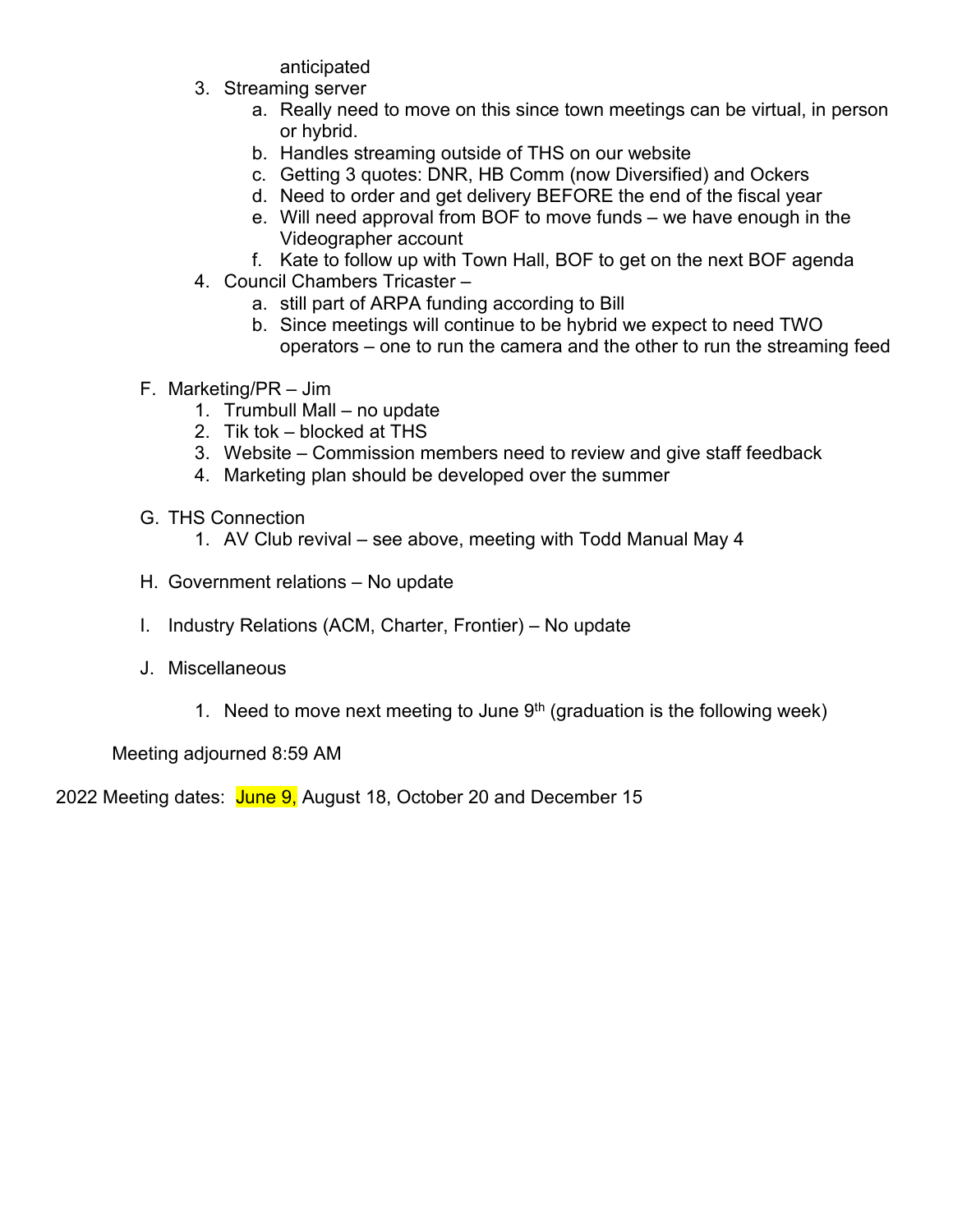anticipated

3. Streaming server
   a. Really need to move on this since town meetings can be virtual, in person or hybrid.
   b. Handles streaming outside of THS on our website
   c. Getting 3 quotes: DNR, HB Comm (now Diversified) and Ockers
   d. Need to order and get delivery BEFORE the end of the fiscal year
   e. Will need approval from BOF to move funds – we have enough in the Videographer account
   f. Kate to follow up with Town Hall, BOF to get on the next BOF agenda
4. Council Chambers Tricaster –
   a. still part of ARPA funding according to Bill
   b. Since meetings will continue to be hybrid we expect to need TWO operators – one to run the camera and the other to run the streaming feed

F. Marketing/PR – Jim
   1. Trumbull Mall – no update
   2. Tik tok – blocked at THS
   3. Website – Commission members need to review and give staff feedback
   4. Marketing plan should be developed over the summer

G. THS Connection
   1. AV Club revival – see above, meeting with Todd Manual May 4

H. Government relations – No update

I. Industry Relations (ACM, Charter, Frontier) – No update

J. Miscellaneous

   1. Need to move next meeting to June 9th (graduation is the following week)

Meeting adjourned 8:59 AM

2022 Meeting dates: June 9, August 18, October 20 and December 15